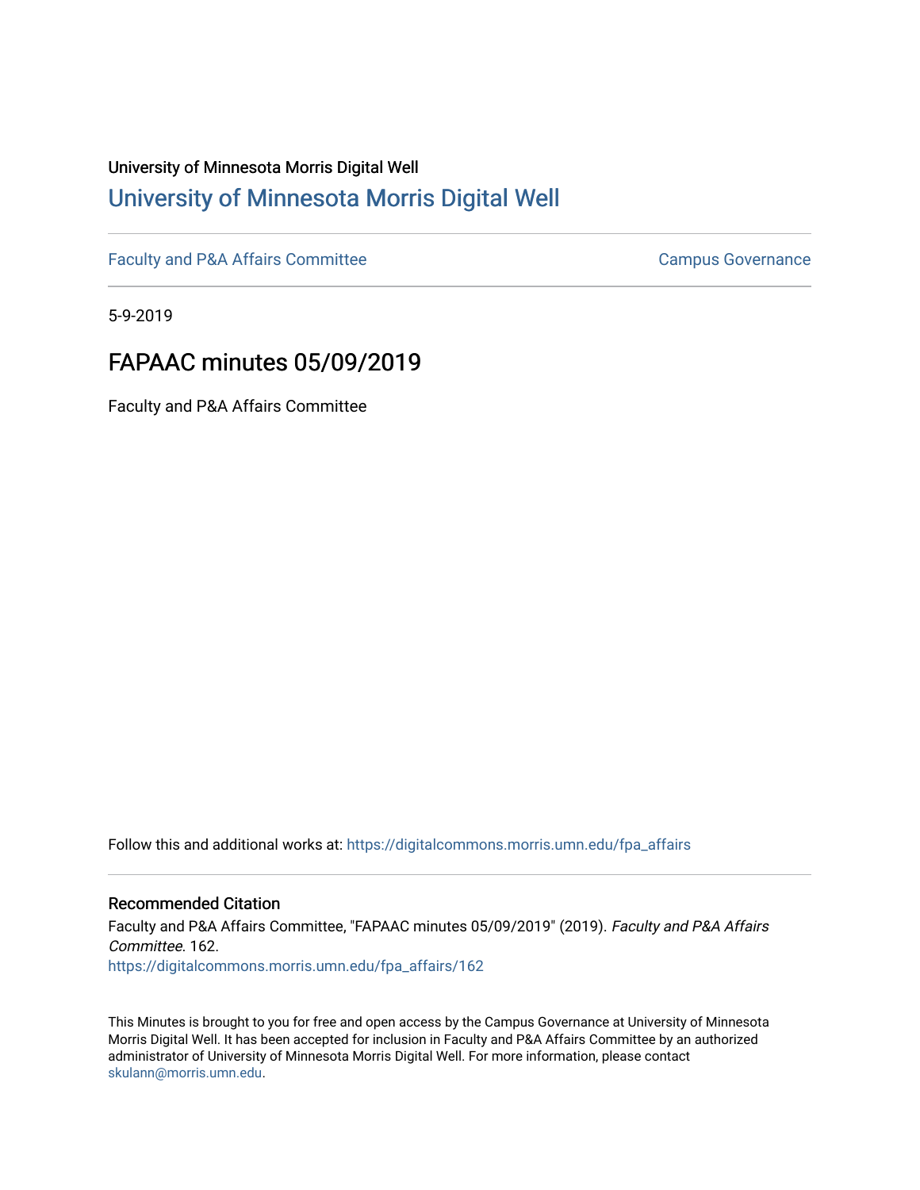University of Minnesota Morris Digital Well

# University of Minnesota Morris Digital Well

Faculty and P&A Affairs Committee

Campus Governance

5-9-2019

## FAPAAC minutes 05/09/2019

Faculty and P&A Affairs Committee

Follow this and additional works at: https://digitalcommons.morris.umn.edu/fpa_affairs

### Recommended Citation

Faculty and P&A Affairs Committee, "FAPAAC minutes 05/09/2019" (2019). *Faculty and P&A Affairs Committee*. 162.
https://digitalcommons.morris.umn.edu/fpa_affairs/162

This Minutes is brought to you for free and open access by the Campus Governance at University of Minnesota Morris Digital Well. It has been accepted for inclusion in Faculty and P&A Affairs Committee by an authorized administrator of University of Minnesota Morris Digital Well. For more information, please contact skulann@morris.umn.edu.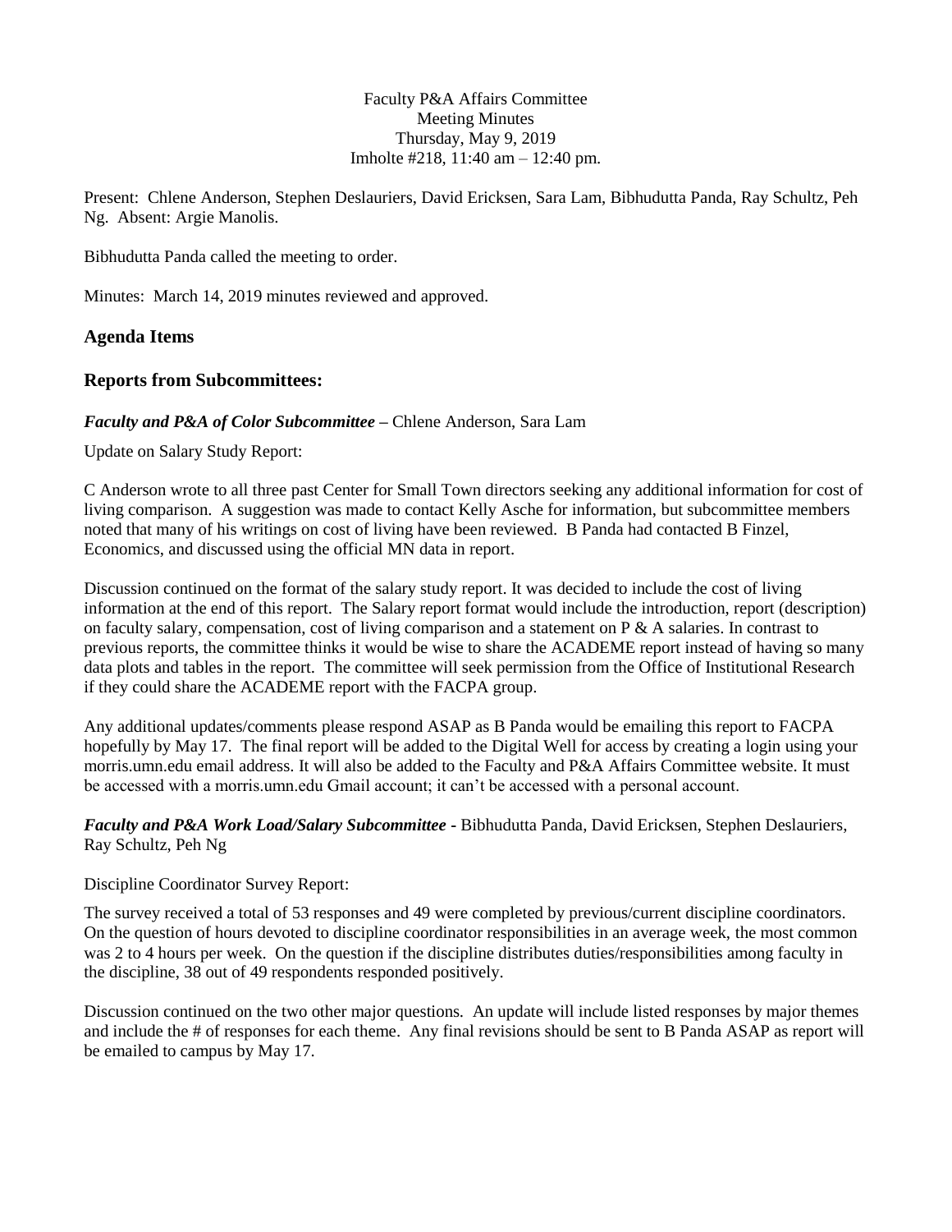Faculty P&A Affairs Committee
Meeting Minutes
Thursday, May 9, 2019
Imholte #218, 11:40 am – 12:40 pm.

Present: Chlene Anderson, Stephen Deslauriers, David Ericksen, Sara Lam, Bibhudutta Panda, Ray Schultz, Peh Ng. Absent: Argie Manolis.

Bibhudutta Panda called the meeting to order.

Minutes: March 14, 2019 minutes reviewed and approved.

## Agenda Items

## Reports from Subcommittees:

***Faculty and P&A of Color Subcommittee*** – Chlene Anderson, Sara Lam

Update on Salary Study Report:

C Anderson wrote to all three past Center for Small Town directors seeking any additional information for cost of living comparison. A suggestion was made to contact Kelly Asche for information, but subcommittee members noted that many of his writings on cost of living have been reviewed. B Panda had contacted B Finzel, Economics, and discussed using the official MN data in report.

Discussion continued on the format of the salary study report. It was decided to include the cost of living information at the end of this report. The Salary report format would include the introduction, report (description) on faculty salary, compensation, cost of living comparison and a statement on P & A salaries. In contrast to previous reports, the committee thinks it would be wise to share the ACADEME report instead of having so many data plots and tables in the report. The committee will seek permission from the Office of Institutional Research if they could share the ACADEME report with the FACPA group.

Any additional updates/comments please respond ASAP as B Panda would be emailing this report to FACPA hopefully by May 17. The final report will be added to the Digital Well for access by creating a login using your morris.umn.edu email address. It will also be added to the Faculty and P&A Affairs Committee website. It must be accessed with a morris.umn.edu Gmail account; it can't be accessed with a personal account.

***Faculty and P&A Work Load/Salary Subcommittee*** - Bibhudutta Panda, David Ericksen, Stephen Deslauriers, Ray Schultz, Peh Ng

Discipline Coordinator Survey Report:

The survey received a total of 53 responses and 49 were completed by previous/current discipline coordinators. On the question of hours devoted to discipline coordinator responsibilities in an average week, the most common was 2 to 4 hours per week. On the question if the discipline distributes duties/responsibilities among faculty in the discipline, 38 out of 49 respondents responded positively.

Discussion continued on the two other major questions. An update will include listed responses by major themes and include the # of responses for each theme. Any final revisions should be sent to B Panda ASAP as report will be emailed to campus by May 17.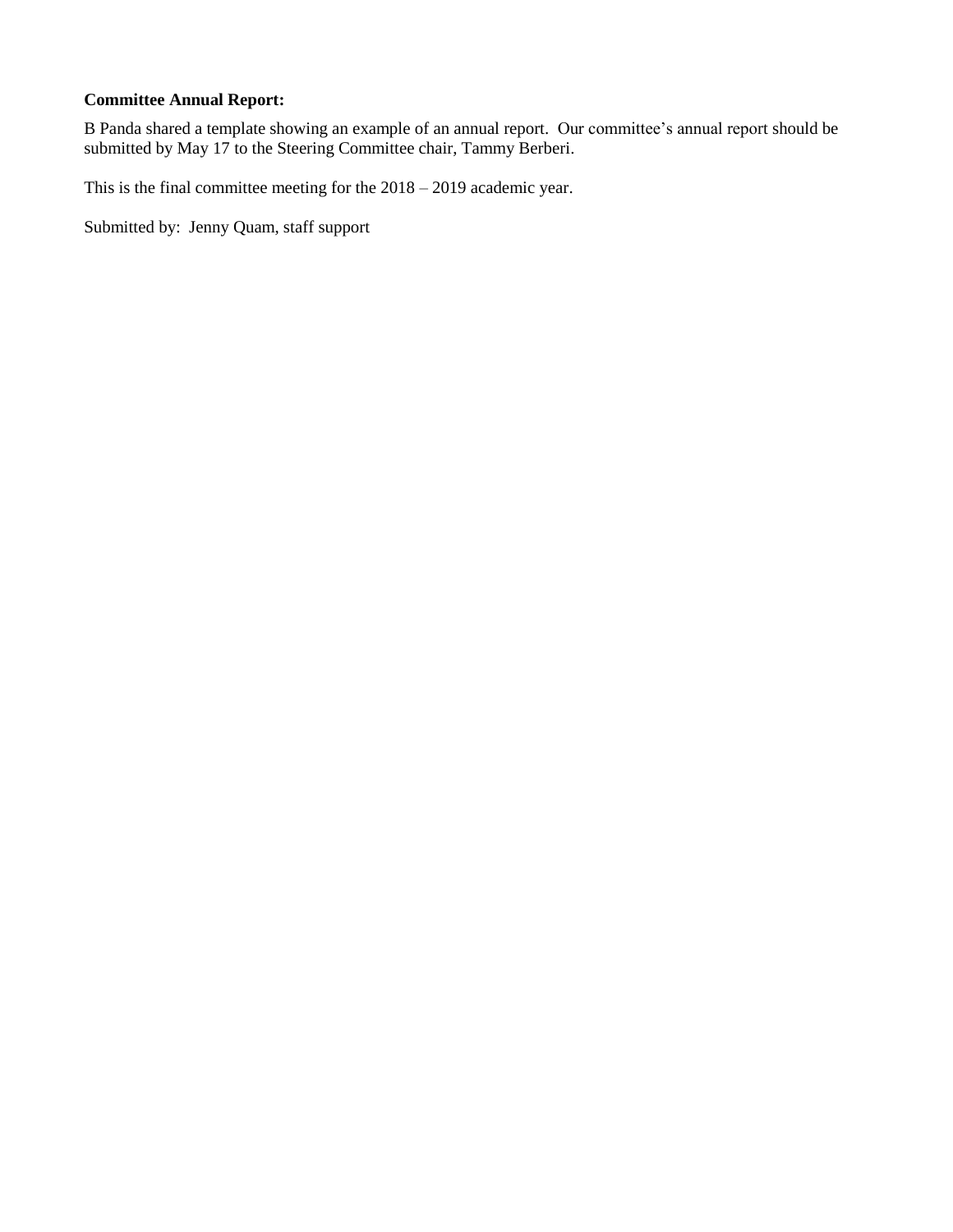**Committee Annual Report:**

B Panda shared a template showing an example of an annual report. Our committee's annual report should be submitted by May 17 to the Steering Committee chair, Tammy Berberi.

This is the final committee meeting for the 2018 – 2019 academic year.

Submitted by: Jenny Quam, staff support